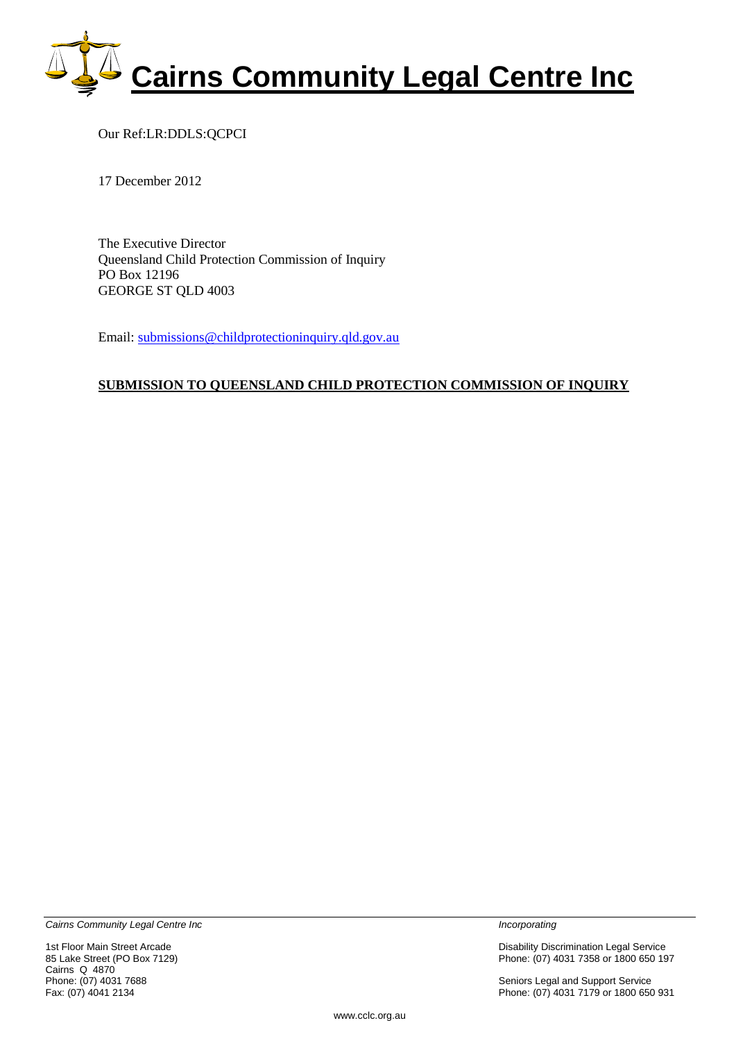# Cairns Community Legal Centre Inc

Our Ref:LR:DDLS:QCPCI

17 December 2012

The Executive Director
Queensland Child Protection Commission of Inquiry
PO Box 12196
GEORGE ST QLD 4003

Email: submissions@childprotectioninquiry.qld.gov.au

**SUBMISSION TO QUEENSLAND CHILD PROTECTION COMMISSION OF INQUIRY**

*Cairns Community Legal Centre Inc*

1st Floor Main Street Arcade
85 Lake Street (PO Box 7129)
Cairns Q 4870
Phone: (07) 4031 7688
Fax: (07) 4041 2134

*Incorporating*

Disability Discrimination Legal Service
Phone: (07) 4031 7358 or 1800 650 197

Seniors Legal and Support Service
Phone: (07) 4031 7179 or 1800 650 931

www.cclc.org.au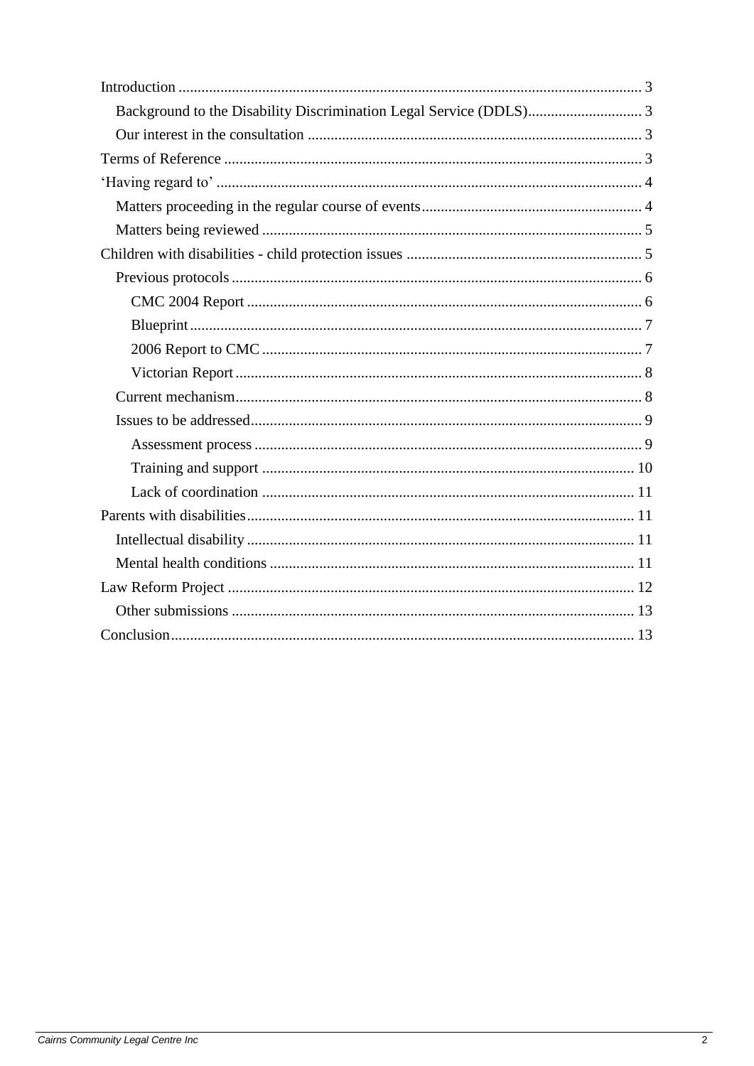- Introduction ........ 3
  - Background to the Disability Discrimination Legal Service (DDLS) ........ 3
  - Our interest in the consultation ........ 3
- Terms of Reference ........ 3
- 'Having regard to' ........ 4
  - Matters proceeding in the regular course of events ........ 4
  - Matters being reviewed ........ 5
- Children with disabilities - child protection issues ........ 5
  - Previous protocols ........ 6
    - CMC 2004 Report ........ 6
    - Blueprint ........ 7
    - 2006 Report to CMC ........ 7
    - Victorian Report ........ 8
  - Current mechanism ........ 8
  - Issues to be addressed ........ 9
    - Assessment process ........ 9
    - Training and support ........ 10
    - Lack of coordination ........ 11
- Parents with disabilities ........ 11
  - Intellectual disability ........ 11
  - Mental health conditions ........ 11
- Law Reform Project ........ 12
  - Other submissions ........ 13
- Conclusion ........ 13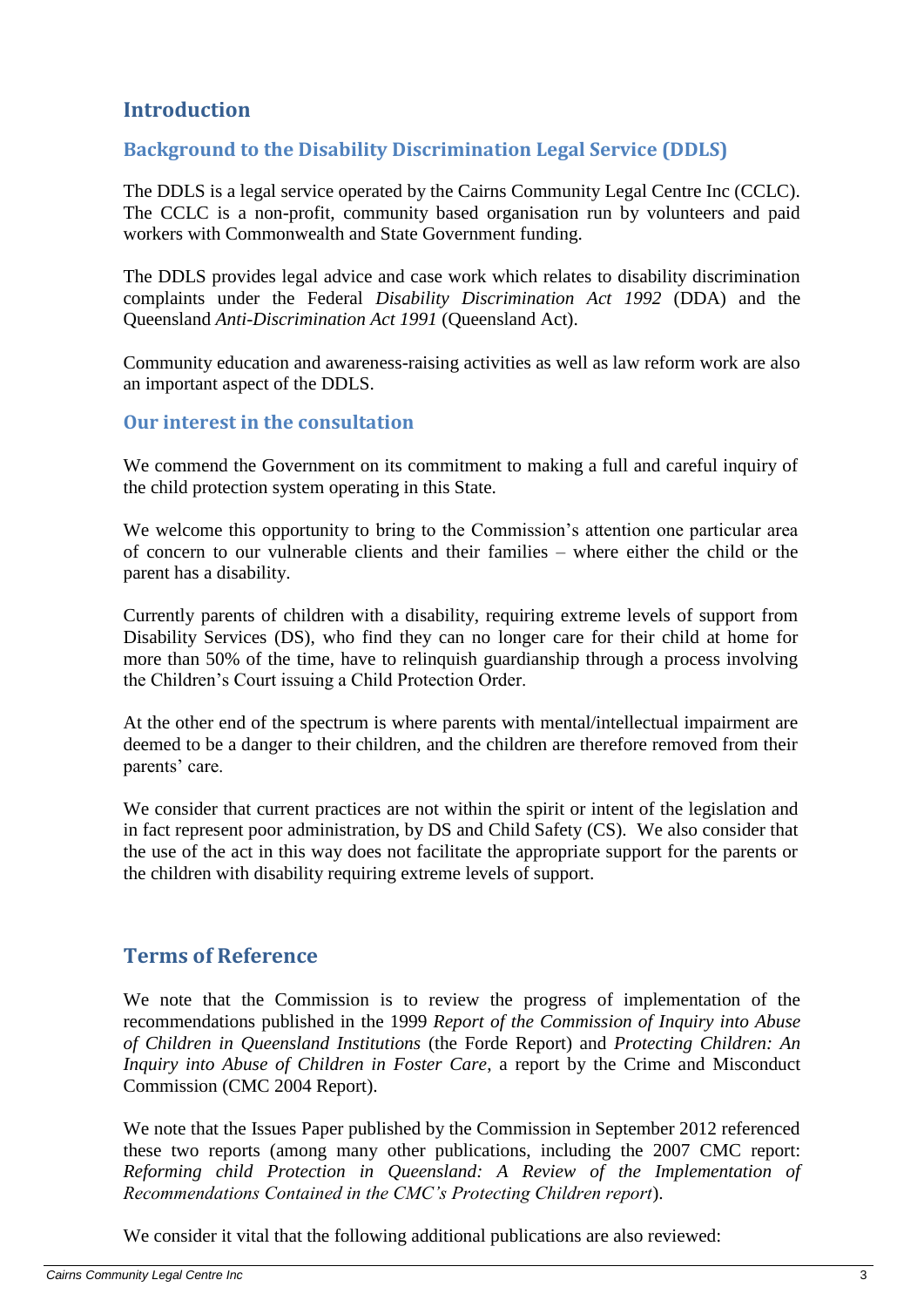## Introduction

### Background to the Disability Discrimination Legal Service (DDLS)

The DDLS is a legal service operated by the Cairns Community Legal Centre Inc (CCLC). The CCLC is a non-profit, community based organisation run by volunteers and paid workers with Commonwealth and State Government funding.

The DDLS provides legal advice and case work which relates to disability discrimination complaints under the Federal *Disability Discrimination Act 1992* (DDA) and the Queensland *Anti-Discrimination Act 1991* (Queensland Act).

Community education and awareness-raising activities as well as law reform work are also an important aspect of the DDLS.

### Our interest in the consultation

We commend the Government on its commitment to making a full and careful inquiry of the child protection system operating in this State.

We welcome this opportunity to bring to the Commission's attention one particular area of concern to our vulnerable clients and their families – where either the child or the parent has a disability.

Currently parents of children with a disability, requiring extreme levels of support from Disability Services (DS), who find they can no longer care for their child at home for more than 50% of the time, have to relinquish guardianship through a process involving the Children's Court issuing a Child Protection Order.

At the other end of the spectrum is where parents with mental/intellectual impairment are deemed to be a danger to their children, and the children are therefore removed from their parents' care.

We consider that current practices are not within the spirit or intent of the legislation and in fact represent poor administration, by DS and Child Safety (CS). We also consider that the use of the act in this way does not facilitate the appropriate support for the parents or the children with disability requiring extreme levels of support.

## Terms of Reference

We note that the Commission is to review the progress of implementation of the recommendations published in the 1999 *Report of the Commission of Inquiry into Abuse of Children in Queensland Institutions* (the Forde Report) and *Protecting Children: An Inquiry into Abuse of Children in Foster Care*, a report by the Crime and Misconduct Commission (CMC 2004 Report).

We note that the Issues Paper published by the Commission in September 2012 referenced these two reports (among many other publications, including the 2007 CMC report: *Reforming child Protection in Queensland: A Review of the Implementation of Recommendations Contained in the CMC's Protecting Children report*).

We consider it vital that the following additional publications are also reviewed: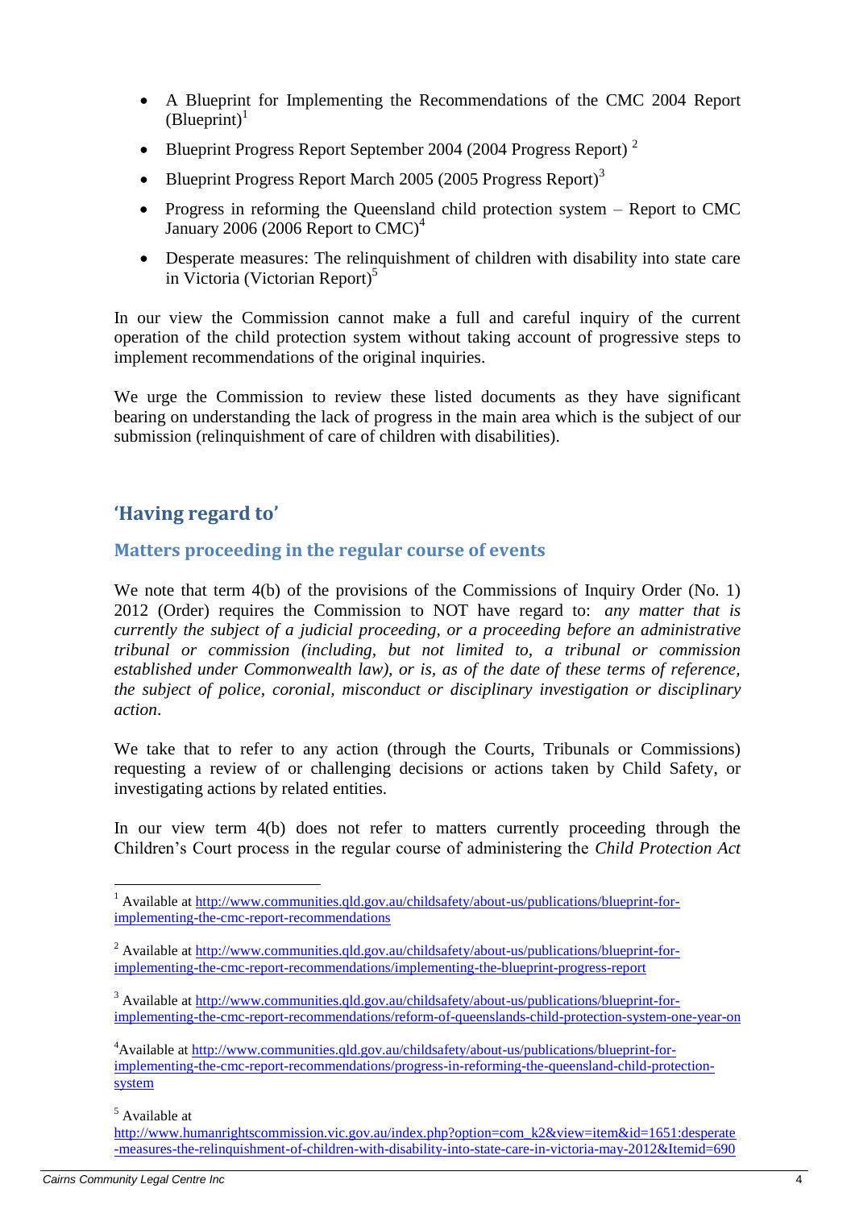- A Blueprint for Implementing the Recommendations of the CMC 2004 Report (Blueprint)[1]
- Blueprint Progress Report September 2004 (2004 Progress Report) [2]
- Blueprint Progress Report March 2005 (2005 Progress Report)[3]
- Progress in reforming the Queensland child protection system – Report to CMC January 2006 (2006 Report to CMC)[4]
- Desperate measures: The relinquishment of children with disability into state care in Victoria (Victorian Report)[5]

In our view the Commission cannot make a full and careful inquiry of the current operation of the child protection system without taking account of progressive steps to implement recommendations of the original inquiries.

We urge the Commission to review these listed documents as they have significant bearing on understanding the lack of progress in the main area which is the subject of our submission (relinquishment of care of children with disabilities).

## 'Having regard to'

### Matters proceeding in the regular course of events

We note that term 4(b) of the provisions of the Commissions of Inquiry Order (No. 1) 2012 (Order) requires the Commission to NOT have regard to: *any matter that is currently the subject of a judicial proceeding, or a proceeding before an administrative tribunal or commission (including, but not limited to, a tribunal or commission established under Commonwealth law), or is, as of the date of these terms of reference, the subject of police, coronial, misconduct or disciplinary investigation or disciplinary action*.

We take that to refer to any action (through the Courts, Tribunals or Commissions) requesting a review of or challenging decisions or actions taken by Child Safety, or investigating actions by related entities.

In our view term 4(b) does not refer to matters currently proceeding through the Children's Court process in the regular course of administering the *Child Protection Act*

---

[1] Available at http://www.communities.qld.gov.au/childsafety/about-us/publications/blueprint-for-implementing-the-cmc-report-recommendations

[2] Available at http://www.communities.qld.gov.au/childsafety/about-us/publications/blueprint-for-implementing-the-cmc-report-recommendations/implementing-the-blueprint-progress-report

[3] Available at http://www.communities.qld.gov.au/childsafety/about-us/publications/blueprint-for-implementing-the-cmc-report-recommendations/reform-of-queenslands-child-protection-system-one-year-on

[4] Available at http://www.communities.qld.gov.au/childsafety/about-us/publications/blueprint-for-implementing-the-cmc-report-recommendations/progress-in-reforming-the-queensland-child-protection-system

[5] Available at http://www.humanrightscommission.vic.gov.au/index.php?option=com_k2&view=item&id=1651:desperate-measures-the-relinquishment-of-children-with-disability-into-state-care-in-victoria-may-2012&Itemid=690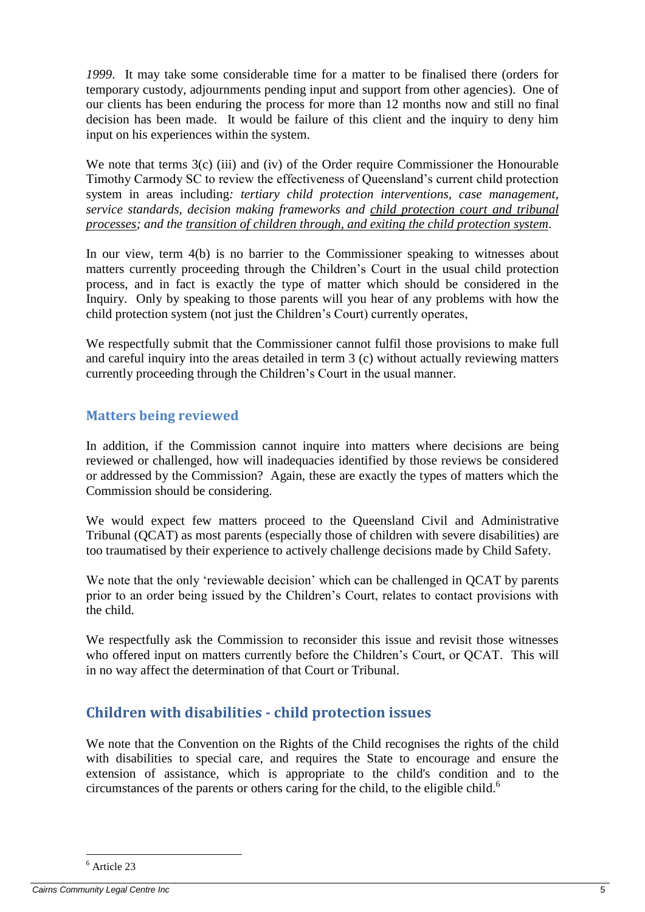*1999*. It may take some considerable time for a matter to be finalised there (orders for temporary custody, adjournments pending input and support from other agencies). One of our clients has been enduring the process for more than 12 months now and still no final decision has been made. It would be failure of this client and the inquiry to deny him input on his experiences within the system.

We note that terms 3(c) (iii) and (iv) of the Order require Commissioner the Honourable Timothy Carmody SC to review the effectiveness of Queensland's current child protection system in areas including*: tertiary child protection interventions, case management, service standards, decision making frameworks and <u>child protection court and tribunal processes</u>; and the <u>transition of children through, and exiting the child protection system</u>*.

In our view, term 4(b) is no barrier to the Commissioner speaking to witnesses about matters currently proceeding through the Children's Court in the usual child protection process, and in fact is exactly the type of matter which should be considered in the Inquiry. Only by speaking to those parents will you hear of any problems with how the child protection system (not just the Children's Court) currently operates,

We respectfully submit that the Commissioner cannot fulfil those provisions to make full and careful inquiry into the areas detailed in term 3 (c) without actually reviewing matters currently proceeding through the Children's Court in the usual manner.

### Matters being reviewed

In addition, if the Commission cannot inquire into matters where decisions are being reviewed or challenged, how will inadequacies identified by those reviews be considered or addressed by the Commission? Again, these are exactly the types of matters which the Commission should be considering.

We would expect few matters proceed to the Queensland Civil and Administrative Tribunal (QCAT) as most parents (especially those of children with severe disabilities) are too traumatised by their experience to actively challenge decisions made by Child Safety.

We note that the only 'reviewable decision' which can be challenged in QCAT by parents prior to an order being issued by the Children's Court, relates to contact provisions with the child.

We respectfully ask the Commission to reconsider this issue and revisit those witnesses who offered input on matters currently before the Children's Court, or QCAT. This will in no way affect the determination of that Court or Tribunal.

## Children with disabilities - child protection issues

We note that the Convention on the Rights of the Child recognises the rights of the child with disabilities to special care, and requires the State to encourage and ensure the extension of assistance, which is appropriate to the child's condition and to the circumstances of the parents or others caring for the child, to the eligible child.[6]

[6] Article 23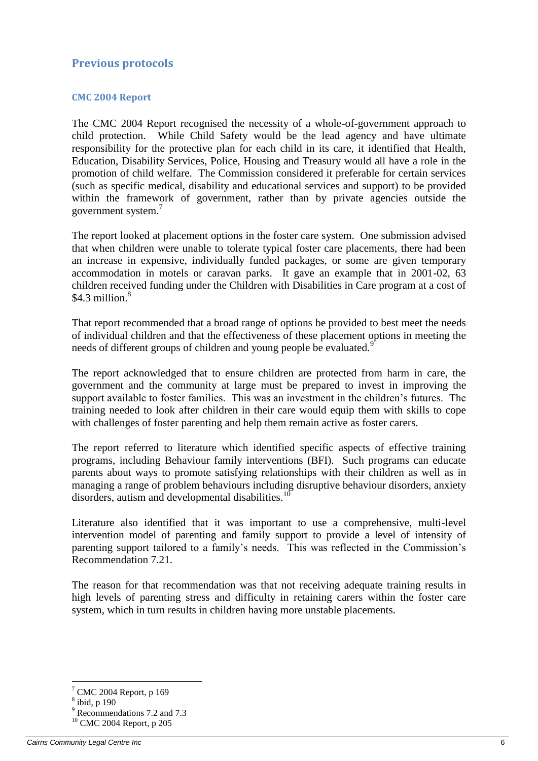## Previous protocols

### CMC 2004 Report

The CMC 2004 Report recognised the necessity of a whole-of-government approach to child protection. While Child Safety would be the lead agency and have ultimate responsibility for the protective plan for each child in its care, it identified that Health, Education, Disability Services, Police, Housing and Treasury would all have a role in the promotion of child welfare. The Commission considered it preferable for certain services (such as specific medical, disability and educational services and support) to be provided within the framework of government, rather than by private agencies outside the government system.[7]

The report looked at placement options in the foster care system. One submission advised that when children were unable to tolerate typical foster care placements, there had been an increase in expensive, individually funded packages, or some are given temporary accommodation in motels or caravan parks. It gave an example that in 2001-02, 63 children received funding under the Children with Disabilities in Care program at a cost of $4.3 million.[8]

That report recommended that a broad range of options be provided to best meet the needs of individual children and that the effectiveness of these placement options in meeting the needs of different groups of children and young people be evaluated.[9]

The report acknowledged that to ensure children are protected from harm in care, the government and the community at large must be prepared to invest in improving the support available to foster families. This was an investment in the children's futures. The training needed to look after children in their care would equip them with skills to cope with challenges of foster parenting and help them remain active as foster carers.

The report referred to literature which identified specific aspects of effective training programs, including Behaviour family interventions (BFI). Such programs can educate parents about ways to promote satisfying relationships with their children as well as in managing a range of problem behaviours including disruptive behaviour disorders, anxiety disorders, autism and developmental disabilities.[10]

Literature also identified that it was important to use a comprehensive, multi-level intervention model of parenting and family support to provide a level of intensity of parenting support tailored to a family's needs. This was reflected in the Commission's Recommendation 7.21.

The reason for that recommendation was that not receiving adequate training results in high levels of parenting stress and difficulty in retaining carers within the foster care system, which in turn results in children having more unstable placements.

[7] CMC 2004 Report, p 169
[8] ibid, p 190
[9] Recommendations 7.2 and 7.3
[10] CMC 2004 Report, p 205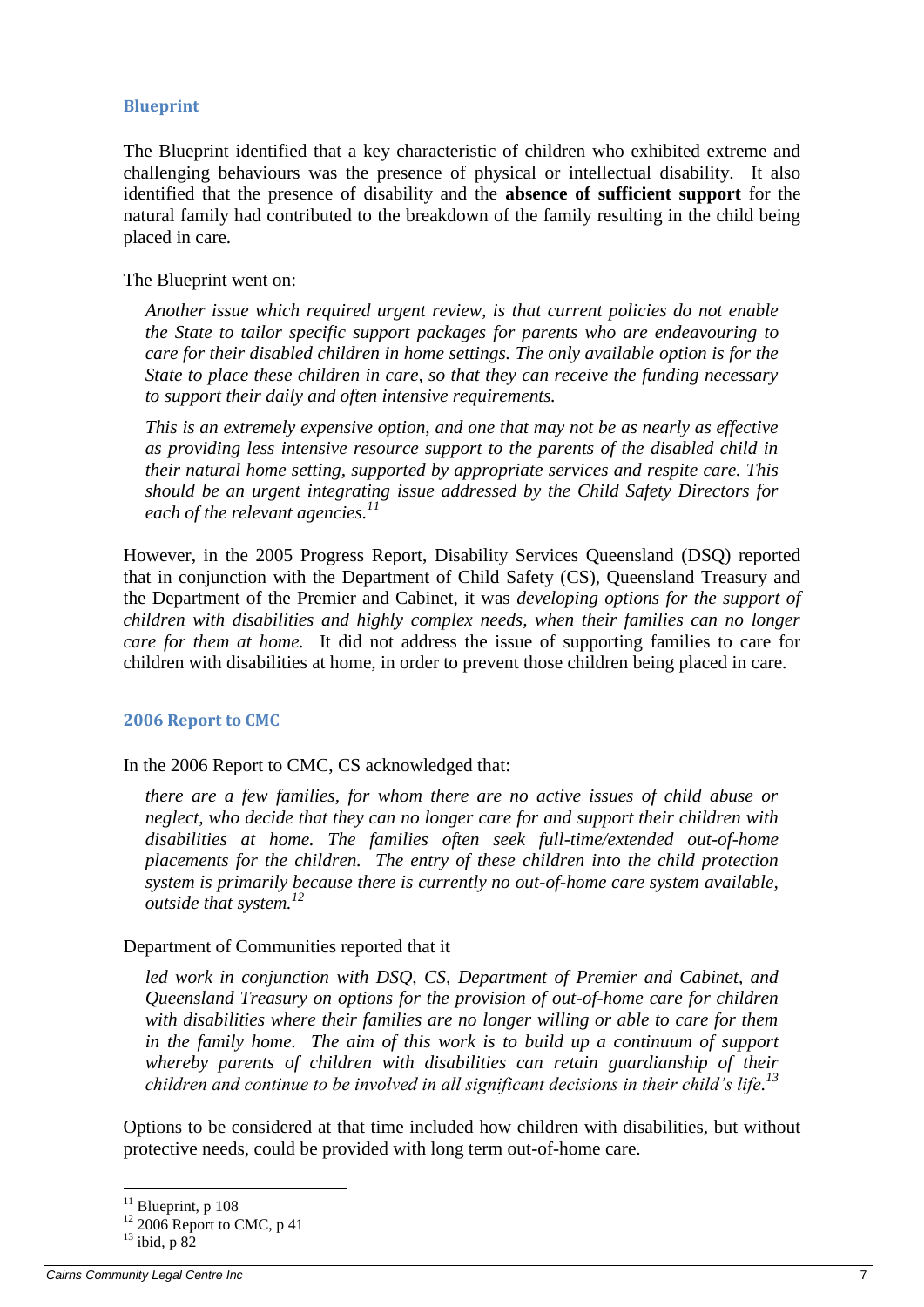### Blueprint

The Blueprint identified that a key characteristic of children who exhibited extreme and challenging behaviours was the presence of physical or intellectual disability. It also identified that the presence of disability and the **absence of sufficient support** for the natural family had contributed to the breakdown of the family resulting in the child being placed in care.

The Blueprint went on:

> *Another issue which required urgent review, is that current policies do not enable the State to tailor specific support packages for parents who are endeavouring to care for their disabled children in home settings. The only available option is for the State to place these children in care, so that they can receive the funding necessary to support their daily and often intensive requirements.*
>
> *This is an extremely expensive option, and one that may not be as nearly as effective as providing less intensive resource support to the parents of the disabled child in their natural home setting, supported by appropriate services and respite care. This should be an urgent integrating issue addressed by the Child Safety Directors for each of the relevant agencies.*[11]

However, in the 2005 Progress Report, Disability Services Queensland (DSQ) reported that in conjunction with the Department of Child Safety (CS), Queensland Treasury and the Department of the Premier and Cabinet, it was *developing options for the support of children with disabilities and highly complex needs, when their families can no longer care for them at home.* It did not address the issue of supporting families to care for children with disabilities at home, in order to prevent those children being placed in care.

### 2006 Report to CMC

In the 2006 Report to CMC, CS acknowledged that:

> *there are a few families, for whom there are no active issues of child abuse or neglect, who decide that they can no longer care for and support their children with disabilities at home. The families often seek full-time/extended out-of-home placements for the children. The entry of these children into the child protection system is primarily because there is currently no out-of-home care system available, outside that system.*[12]

Department of Communities reported that it

> *led work in conjunction with DSQ, CS, Department of Premier and Cabinet, and Queensland Treasury on options for the provision of out-of-home care for children with disabilities where their families are no longer willing or able to care for them in the family home. The aim of this work is to build up a continuum of support whereby parents of children with disabilities can retain guardianship of their children and continue to be involved in all significant decisions in their child's life.*[13]

Options to be considered at that time included how children with disabilities, but without protective needs, could be provided with long term out-of-home care.

---

[11] Blueprint, p 108
[12] 2006 Report to CMC, p 41
[13] ibid, p 82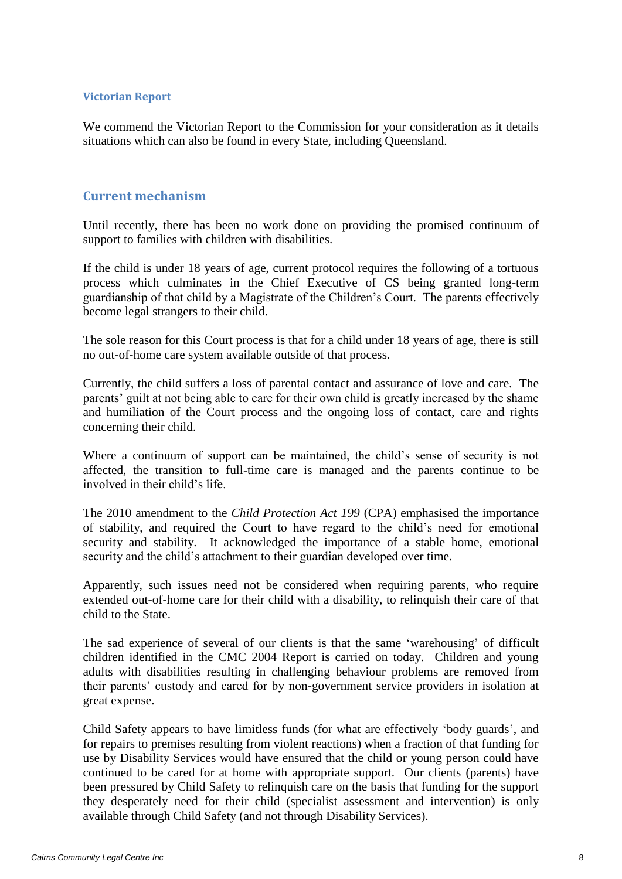### Victorian Report

We commend the Victorian Report to the Commission for your consideration as it details situations which can also be found in every State, including Queensland.

## Current mechanism

Until recently, there has been no work done on providing the promised continuum of support to families with children with disabilities.

If the child is under 18 years of age, current protocol requires the following of a tortuous process which culminates in the Chief Executive of CS being granted long-term guardianship of that child by a Magistrate of the Children's Court. The parents effectively become legal strangers to their child.

The sole reason for this Court process is that for a child under 18 years of age, there is still no out-of-home care system available outside of that process.

Currently, the child suffers a loss of parental contact and assurance of love and care. The parents' guilt at not being able to care for their own child is greatly increased by the shame and humiliation of the Court process and the ongoing loss of contact, care and rights concerning their child.

Where a continuum of support can be maintained, the child's sense of security is not affected, the transition to full-time care is managed and the parents continue to be involved in their child's life.

The 2010 amendment to the *Child Protection Act 199* (CPA) emphasised the importance of stability, and required the Court to have regard to the child's need for emotional security and stability. It acknowledged the importance of a stable home, emotional security and the child's attachment to their guardian developed over time.

Apparently, such issues need not be considered when requiring parents, who require extended out-of-home care for their child with a disability, to relinquish their care of that child to the State.

The sad experience of several of our clients is that the same 'warehousing' of difficult children identified in the CMC 2004 Report is carried on today. Children and young adults with disabilities resulting in challenging behaviour problems are removed from their parents' custody and cared for by non-government service providers in isolation at great expense.

Child Safety appears to have limitless funds (for what are effectively 'body guards', and for repairs to premises resulting from violent reactions) when a fraction of that funding for use by Disability Services would have ensured that the child or young person could have continued to be cared for at home with appropriate support. Our clients (parents) have been pressured by Child Safety to relinquish care on the basis that funding for the support they desperately need for their child (specialist assessment and intervention) is only available through Child Safety (and not through Disability Services).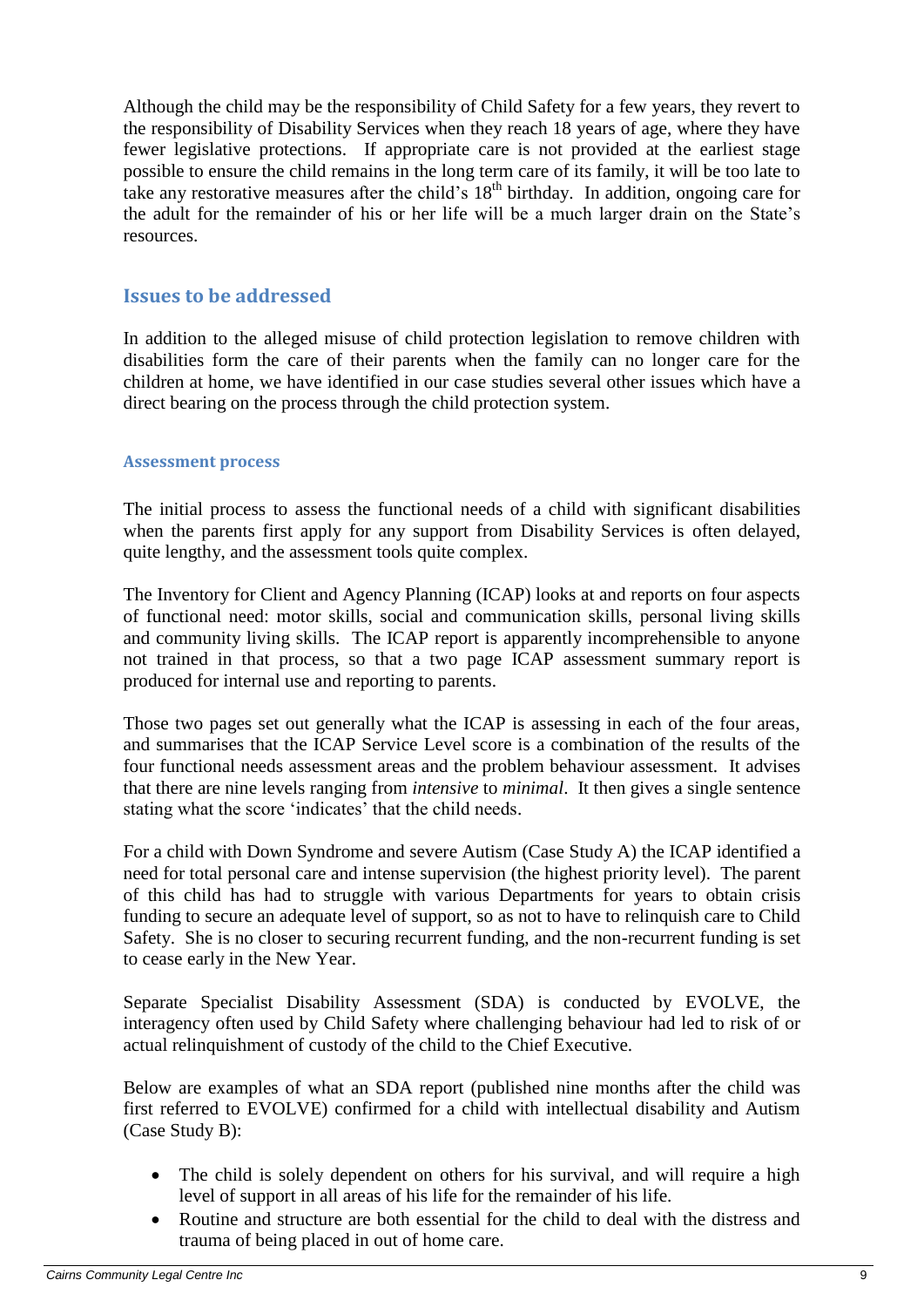Although the child may be the responsibility of Child Safety for a few years, they revert to the responsibility of Disability Services when they reach 18 years of age, where they have fewer legislative protections. If appropriate care is not provided at the earliest stage possible to ensure the child remains in the long term care of its family, it will be too late to take any restorative measures after the child's 18th birthday. In addition, ongoing care for the adult for the remainder of his or her life will be a much larger drain on the State's resources.

## Issues to be addressed

In addition to the alleged misuse of child protection legislation to remove children with disabilities form the care of their parents when the family can no longer care for the children at home, we have identified in our case studies several other issues which have a direct bearing on the process through the child protection system.

### Assessment process

The initial process to assess the functional needs of a child with significant disabilities when the parents first apply for any support from Disability Services is often delayed, quite lengthy, and the assessment tools quite complex.

The Inventory for Client and Agency Planning (ICAP) looks at and reports on four aspects of functional need: motor skills, social and communication skills, personal living skills and community living skills. The ICAP report is apparently incomprehensible to anyone not trained in that process, so that a two page ICAP assessment summary report is produced for internal use and reporting to parents.

Those two pages set out generally what the ICAP is assessing in each of the four areas, and summarises that the ICAP Service Level score is a combination of the results of the four functional needs assessment areas and the problem behaviour assessment. It advises that there are nine levels ranging from *intensive* to *minimal*. It then gives a single sentence stating what the score 'indicates' that the child needs.

For a child with Down Syndrome and severe Autism (Case Study A) the ICAP identified a need for total personal care and intense supervision (the highest priority level). The parent of this child has had to struggle with various Departments for years to obtain crisis funding to secure an adequate level of support, so as not to have to relinquish care to Child Safety. She is no closer to securing recurrent funding, and the non-recurrent funding is set to cease early in the New Year.

Separate Specialist Disability Assessment (SDA) is conducted by EVOLVE, the interagency often used by Child Safety where challenging behaviour had led to risk of or actual relinquishment of custody of the child to the Chief Executive.

Below are examples of what an SDA report (published nine months after the child was first referred to EVOLVE) confirmed for a child with intellectual disability and Autism (Case Study B):

- The child is solely dependent on others for his survival, and will require a high level of support in all areas of his life for the remainder of his life.
- Routine and structure are both essential for the child to deal with the distress and trauma of being placed in out of home care.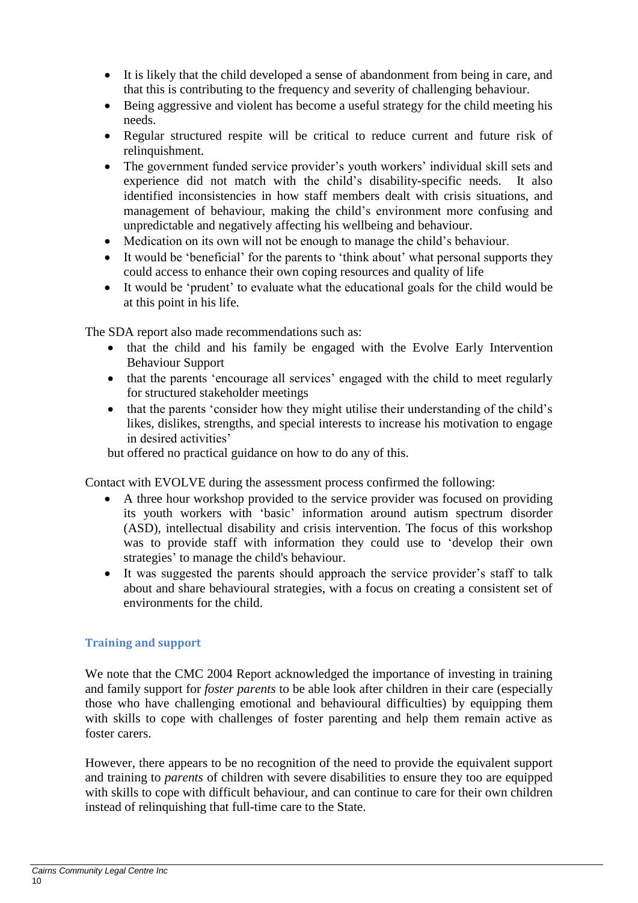- It is likely that the child developed a sense of abandonment from being in care, and that this is contributing to the frequency and severity of challenging behaviour.
- Being aggressive and violent has become a useful strategy for the child meeting his needs.
- Regular structured respite will be critical to reduce current and future risk of relinquishment.
- The government funded service provider's youth workers' individual skill sets and experience did not match with the child's disability-specific needs. It also identified inconsistencies in how staff members dealt with crisis situations, and management of behaviour, making the child's environment more confusing and unpredictable and negatively affecting his wellbeing and behaviour.
- Medication on its own will not be enough to manage the child's behaviour.
- It would be 'beneficial' for the parents to 'think about' what personal supports they could access to enhance their own coping resources and quality of life
- It would be 'prudent' to evaluate what the educational goals for the child would be at this point in his life.

The SDA report also made recommendations such as:

- that the child and his family be engaged with the Evolve Early Intervention Behaviour Support
- that the parents 'encourage all services' engaged with the child to meet regularly for structured stakeholder meetings
- that the parents 'consider how they might utilise their understanding of the child's likes, dislikes, strengths, and special interests to increase his motivation to engage in desired activities'

but offered no practical guidance on how to do any of this.

Contact with EVOLVE during the assessment process confirmed the following:

- A three hour workshop provided to the service provider was focused on providing its youth workers with 'basic' information around autism spectrum disorder (ASD), intellectual disability and crisis intervention. The focus of this workshop was to provide staff with information they could use to 'develop their own strategies' to manage the child's behaviour.
- It was suggested the parents should approach the service provider's staff to talk about and share behavioural strategies, with a focus on creating a consistent set of environments for the child.

### Training and support

We note that the CMC 2004 Report acknowledged the importance of investing in training and family support for *foster parents* to be able look after children in their care (especially those who have challenging emotional and behavioural difficulties) by equipping them with skills to cope with challenges of foster parenting and help them remain active as foster carers.

However, there appears to be no recognition of the need to provide the equivalent support and training to *parents* of children with severe disabilities to ensure they too are equipped with skills to cope with difficult behaviour, and can continue to care for their own children instead of relinquishing that full-time care to the State.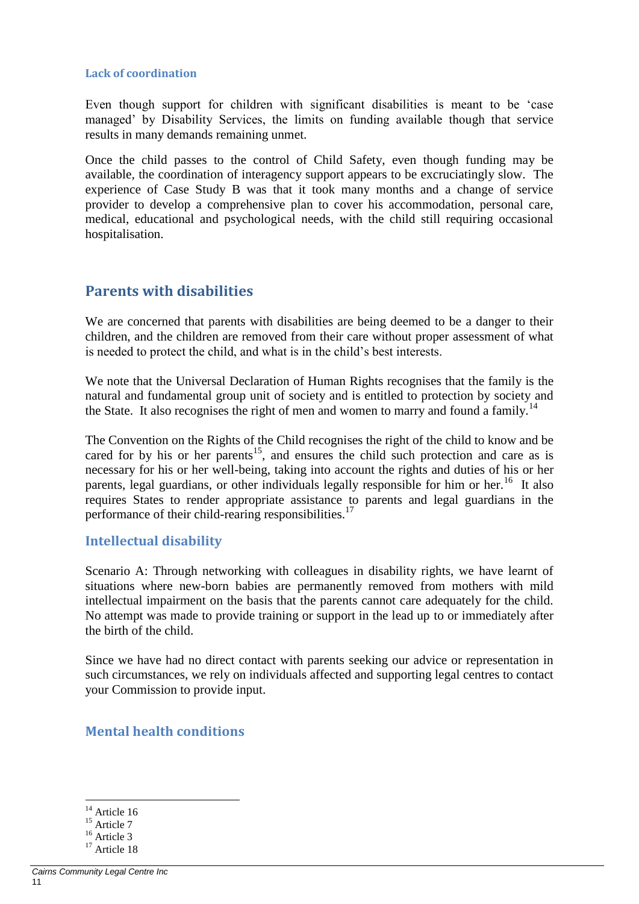#### Lack of coordination

Even though support for children with significant disabilities is meant to be 'case managed' by Disability Services, the limits on funding available though that service results in many demands remaining unmet.

Once the child passes to the control of Child Safety, even though funding may be available, the coordination of interagency support appears to be excruciatingly slow. The experience of Case Study B was that it took many months and a change of service provider to develop a comprehensive plan to cover his accommodation, personal care, medical, educational and psychological needs, with the child still requiring occasional hospitalisation.

## Parents with disabilities

We are concerned that parents with disabilities are being deemed to be a danger to their children, and the children are removed from their care without proper assessment of what is needed to protect the child, and what is in the child's best interests.

We note that the Universal Declaration of Human Rights recognises that the family is the natural and fundamental group unit of society and is entitled to protection by society and the State. It also recognises the right of men and women to marry and found a family.[14]

The Convention on the Rights of the Child recognises the right of the child to know and be cared for by his or her parents[15], and ensures the child such protection and care as is necessary for his or her well-being, taking into account the rights and duties of his or her parents, legal guardians, or other individuals legally responsible for him or her.[16] It also requires States to render appropriate assistance to parents and legal guardians in the performance of their child-rearing responsibilities.[17]

### Intellectual disability

Scenario A: Through networking with colleagues in disability rights, we have learnt of situations where new-born babies are permanently removed from mothers with mild intellectual impairment on the basis that the parents cannot care adequately for the child. No attempt was made to provide training or support in the lead up to or immediately after the birth of the child.

Since we have had no direct contact with parents seeking our advice or representation in such circumstances, we rely on individuals affected and supporting legal centres to contact your Commission to provide input.

### Mental health conditions

---

[14] Article 16
[15] Article 7
[16] Article 3
[17] Article 18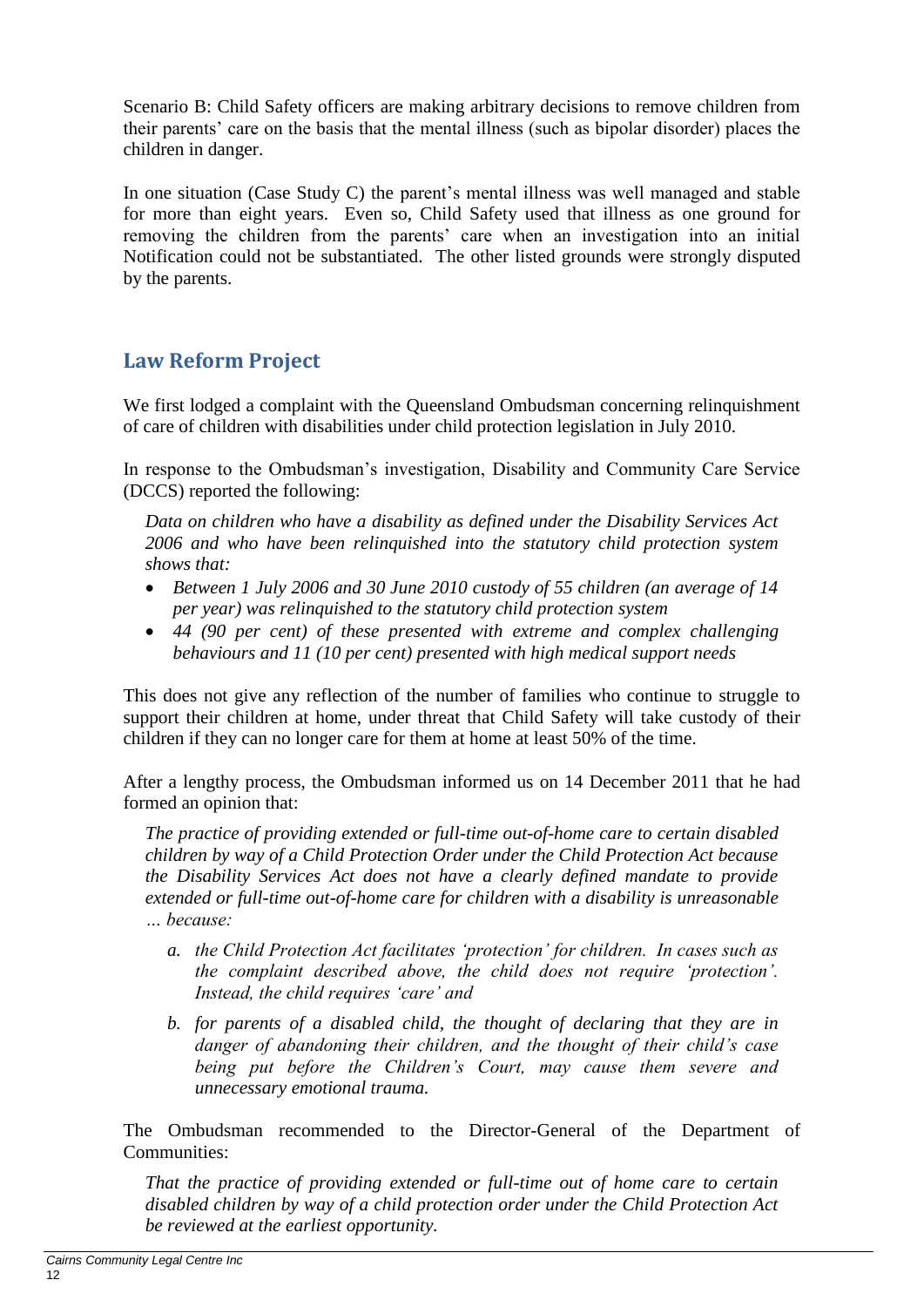Scenario B: Child Safety officers are making arbitrary decisions to remove children from their parents' care on the basis that the mental illness (such as bipolar disorder) places the children in danger.

In one situation (Case Study C) the parent's mental illness was well managed and stable for more than eight years. Even so, Child Safety used that illness as one ground for removing the children from the parents' care when an investigation into an initial Notification could not be substantiated. The other listed grounds were strongly disputed by the parents.

## Law Reform Project

We first lodged a complaint with the Queensland Ombudsman concerning relinquishment of care of children with disabilities under child protection legislation in July 2010.

In response to the Ombudsman's investigation, Disability and Community Care Service (DCCS) reported the following:

> *Data on children who have a disability as defined under the Disability Services Act 2006 and who have been relinquished into the statutory child protection system shows that:*
>
> - *Between 1 July 2006 and 30 June 2010 custody of 55 children (an average of 14 per year) was relinquished to the statutory child protection system*
> - *44 (90 per cent) of these presented with extreme and complex challenging behaviours and 11 (10 per cent) presented with high medical support needs*

This does not give any reflection of the number of families who continue to struggle to support their children at home, under threat that Child Safety will take custody of their children if they can no longer care for them at home at least 50% of the time.

After a lengthy process, the Ombudsman informed us on 14 December 2011 that he had formed an opinion that:

> *The practice of providing extended or full-time out-of-home care to certain disabled children by way of a Child Protection Order under the Child Protection Act because the Disability Services Act does not have a clearly defined mandate to provide extended or full-time out-of-home care for children with a disability is unreasonable … because:*
>
> *a. the Child Protection Act facilitates 'protection' for children. In cases such as the complaint described above, the child does not require 'protection'. Instead, the child requires 'care' and*
>
> *b. for parents of a disabled child, the thought of declaring that they are in danger of abandoning their children, and the thought of their child's case being put before the Children's Court, may cause them severe and unnecessary emotional trauma.*

The Ombudsman recommended to the Director-General of the Department of Communities:

> *That the practice of providing extended or full-time out of home care to certain disabled children by way of a child protection order under the Child Protection Act be reviewed at the earliest opportunity.*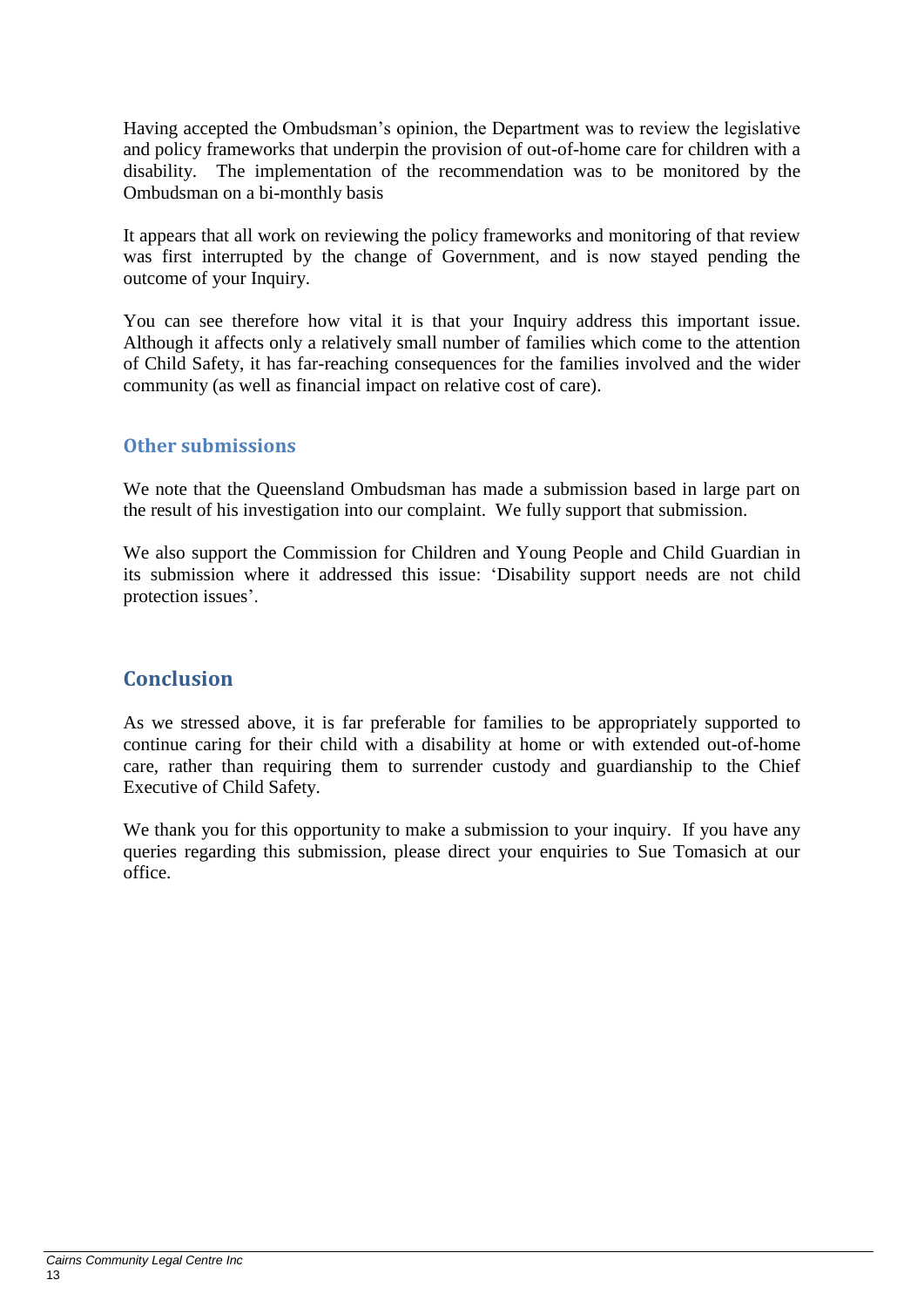Having accepted the Ombudsman's opinion, the Department was to review the legislative and policy frameworks that underpin the provision of out-of-home care for children with a disability. The implementation of the recommendation was to be monitored by the Ombudsman on a bi-monthly basis

It appears that all work on reviewing the policy frameworks and monitoring of that review was first interrupted by the change of Government, and is now stayed pending the outcome of your Inquiry.

You can see therefore how vital it is that your Inquiry address this important issue. Although it affects only a relatively small number of families which come to the attention of Child Safety, it has far-reaching consequences for the families involved and the wider community (as well as financial impact on relative cost of care).

### Other submissions

We note that the Queensland Ombudsman has made a submission based in large part on the result of his investigation into our complaint. We fully support that submission.

We also support the Commission for Children and Young People and Child Guardian in its submission where it addressed this issue: 'Disability support needs are not child protection issues'.

## Conclusion

As we stressed above, it is far preferable for families to be appropriately supported to continue caring for their child with a disability at home or with extended out-of-home care, rather than requiring them to surrender custody and guardianship to the Chief Executive of Child Safety.

We thank you for this opportunity to make a submission to your inquiry. If you have any queries regarding this submission, please direct your enquiries to Sue Tomasich at our office.